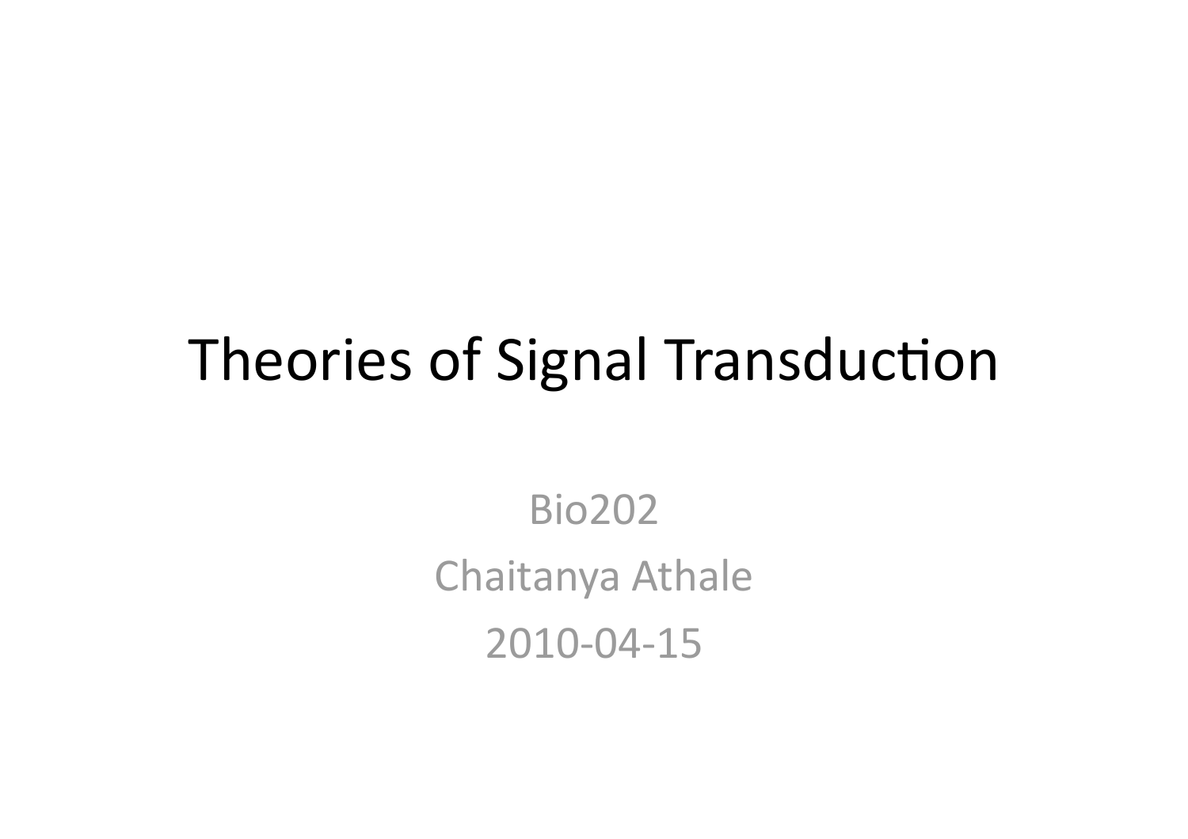# Theories of Signal Transduction

Bio202

Chaitanya Athale

2010-04-15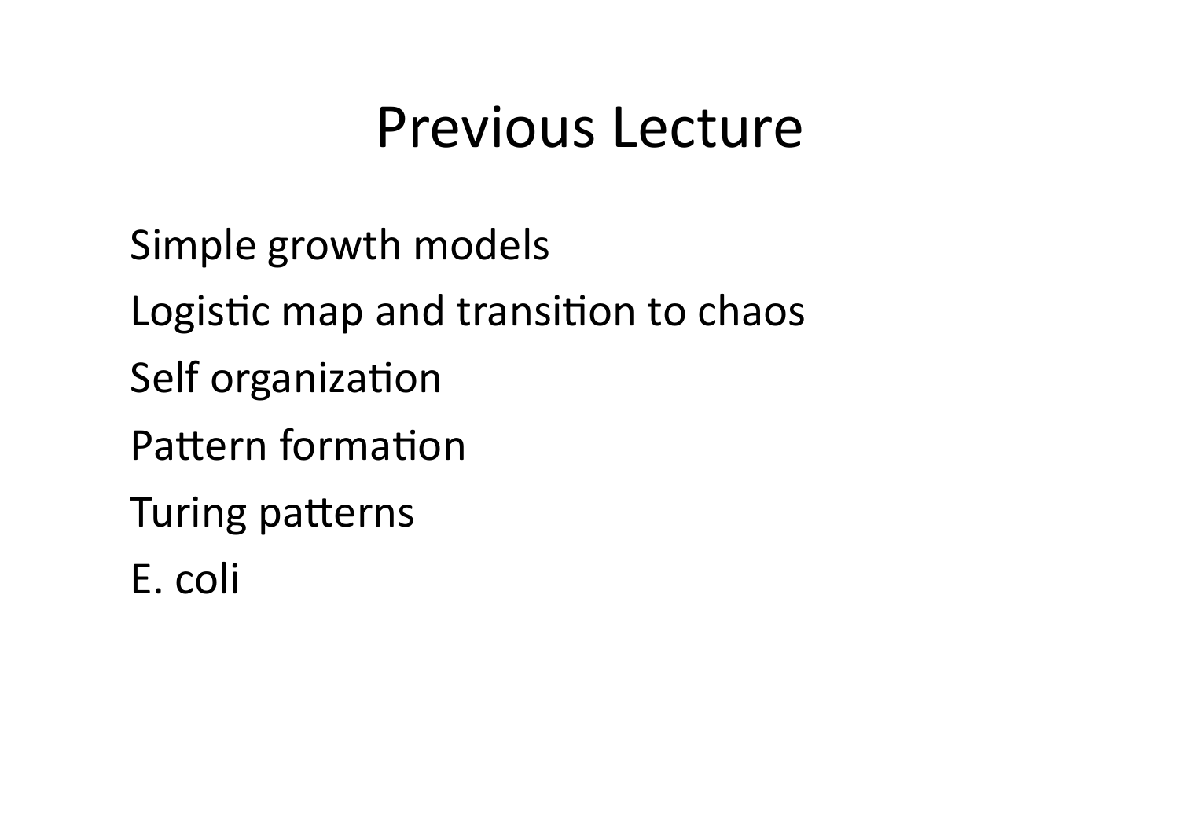# Previous Lecture

Simple growth models

Logistic map and transition to chaos

Self organization

Pattern formation

Turing patterns

E. coli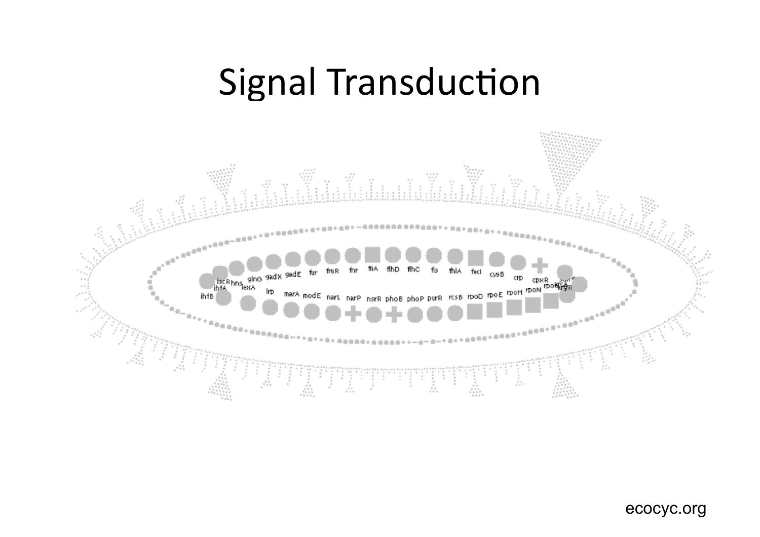# Signal Transduction

ecocyc.org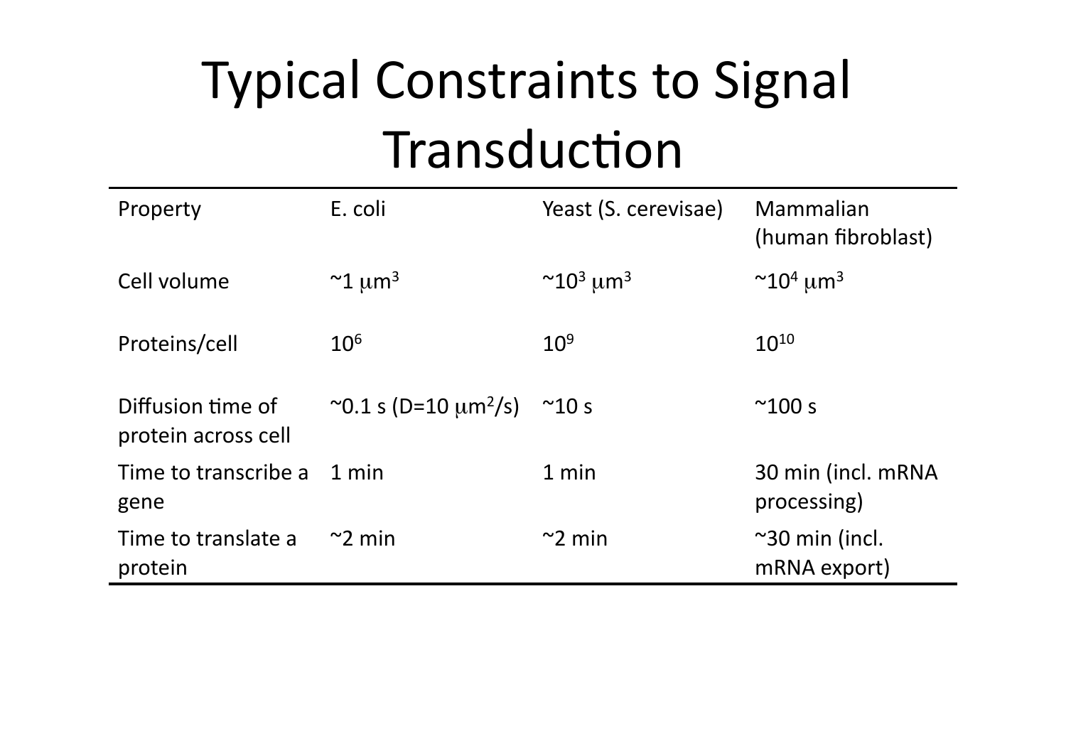# Typical Constraints to Signal Transduction

| Property | E. coli | Yeast (S. cerevisae) | Mammalian (human fibroblast) |
|---|---|---|---|
| Cell volume | ~1 $\mu m^3$ | ~$10^3$ $\mu m^3$ | ~$10^4$ $\mu m^3$ |
| Proteins/cell | $10^6$ | $10^9$ | $10^{10}$ |
| Diffusion time of protein across cell | ~0.1 s (D=10 $\mu m^2/s$) | ~10 s | ~100 s |
| Time to transcribe a gene | 1 min | 1 min | 30 min (incl. mRNA processing) |
| Time to translate a protein | ~2 min | ~2 min | ~30 min (incl. mRNA export) |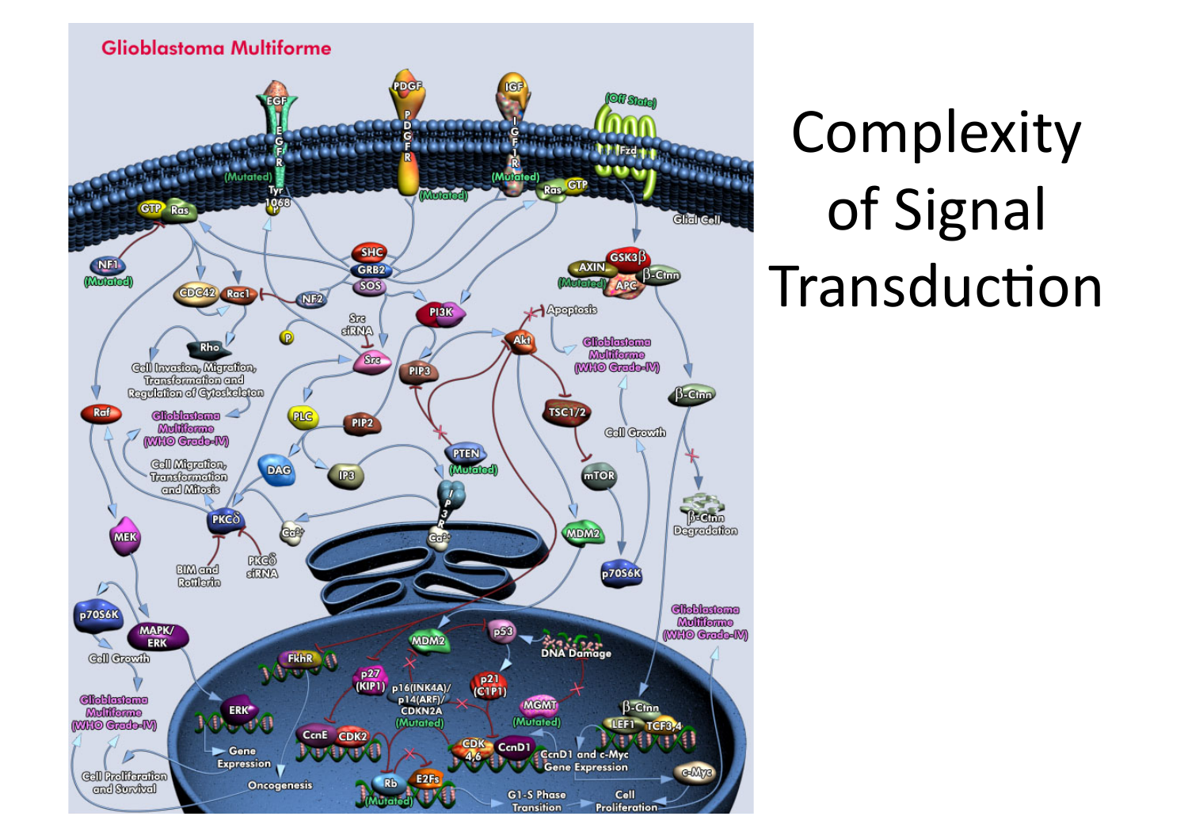# Complexity of Signal Transduction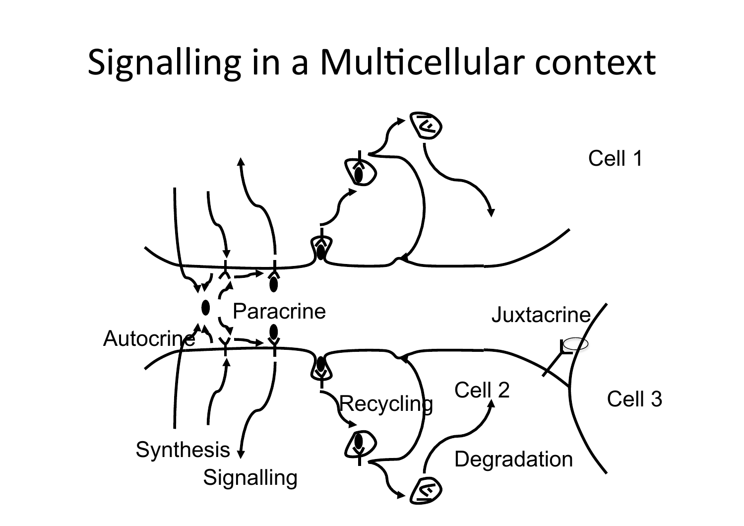# Signalling in a Multicellular context

Cell 1

Paracrine

Juxtacrine

Autocrine

Cell 2

Cell 3

Recycling

Synthesis

Degradation

Signalling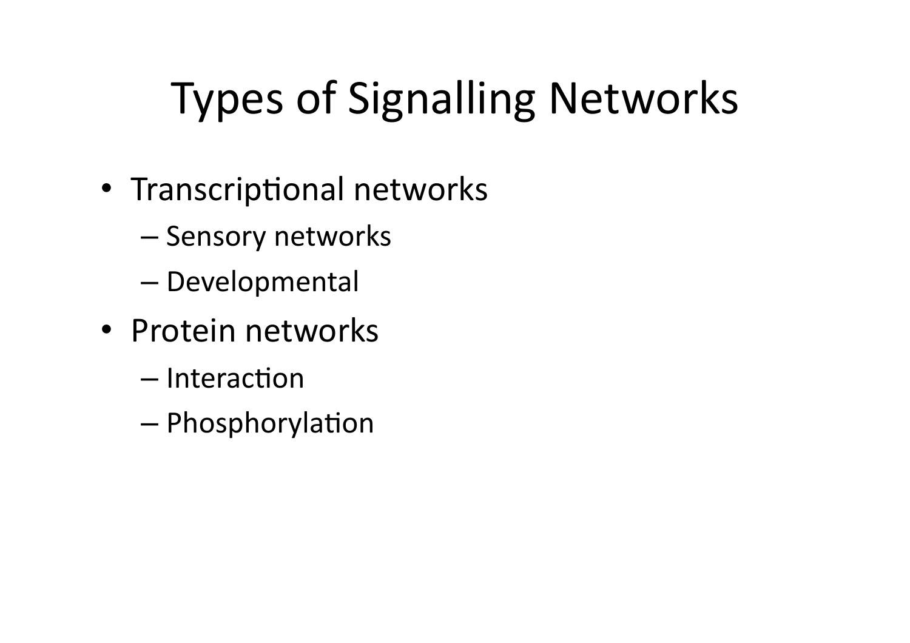# Types of Signalling Networks

- Transcriptional networks
  - Sensory networks
  - Developmental
- Protein networks
  - Interaction
  - Phosphorylation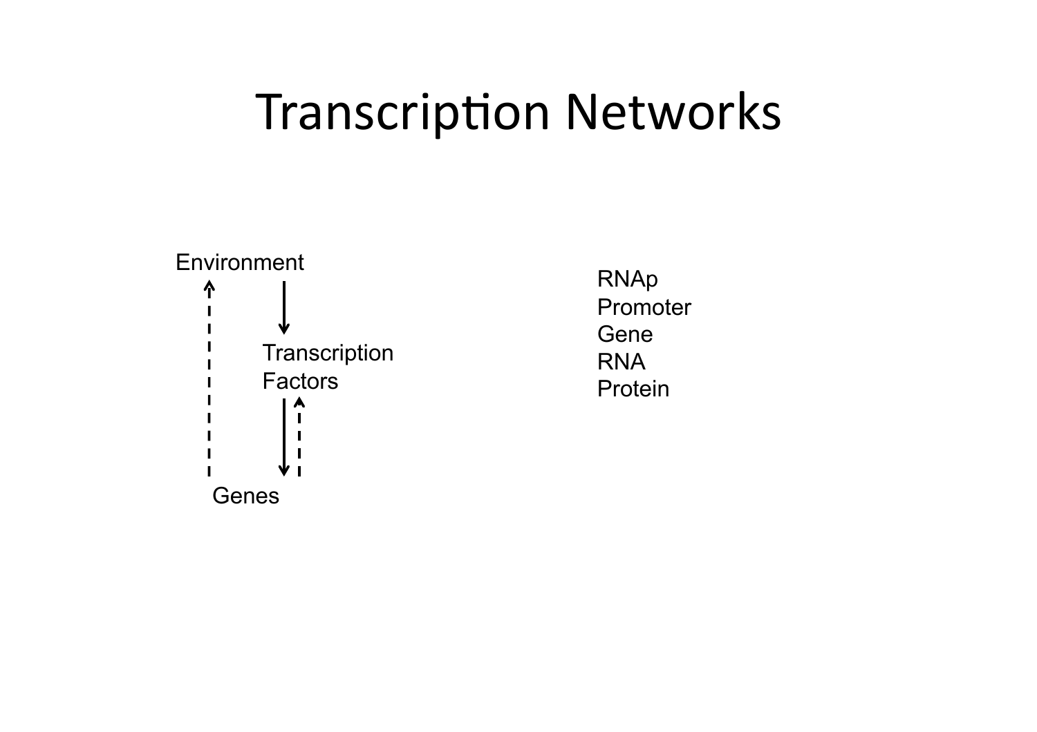# Transcription Networks

Environment

Transcription Factors

Genes

RNAp
Promoter
Gene
RNA
Protein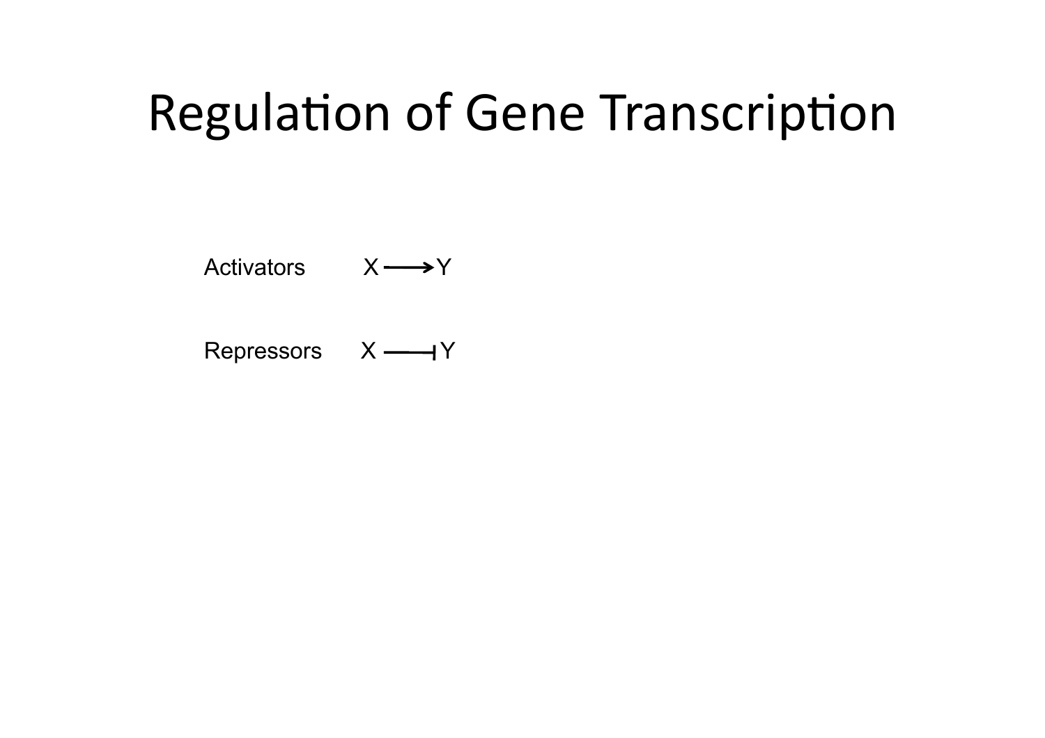# Regulation of Gene Transcription

Activators $X \longrightarrow Y$

Repressors $X \dashv Y$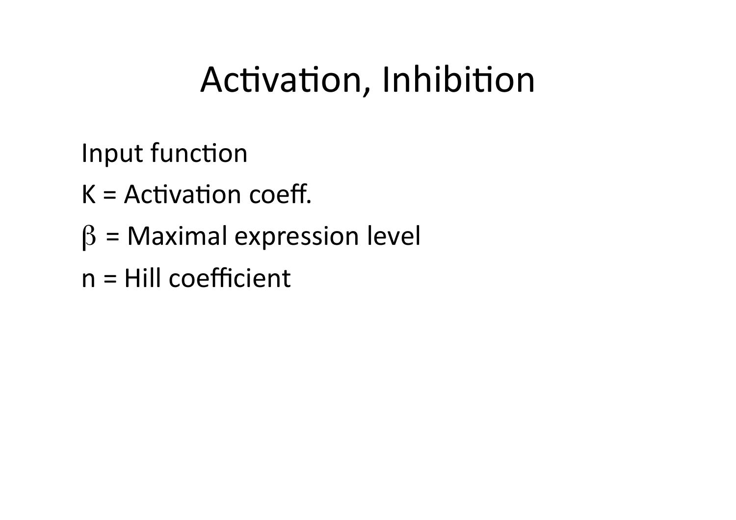# Activation, Inhibition

Input function

K = Activation coeff.

$\beta$ = Maximal expression level

n = Hill coefficient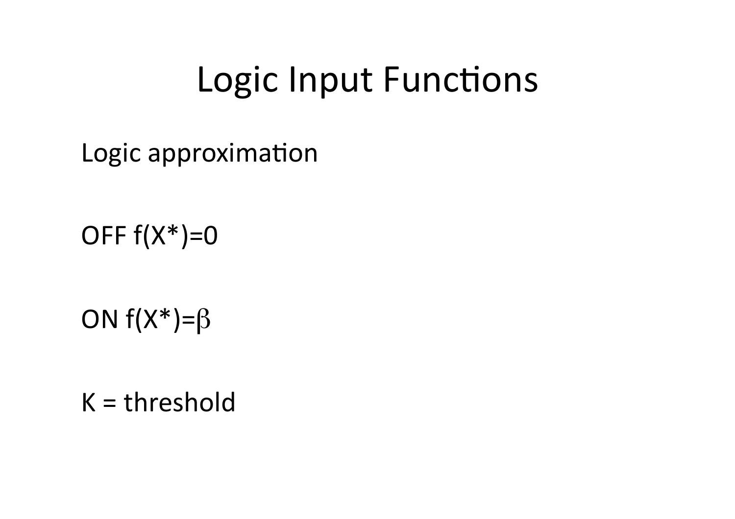# Logic Input Functions

Logic approximation

OFF $f(X^*)=0$

ON $f(X^*)=\beta$

K = threshold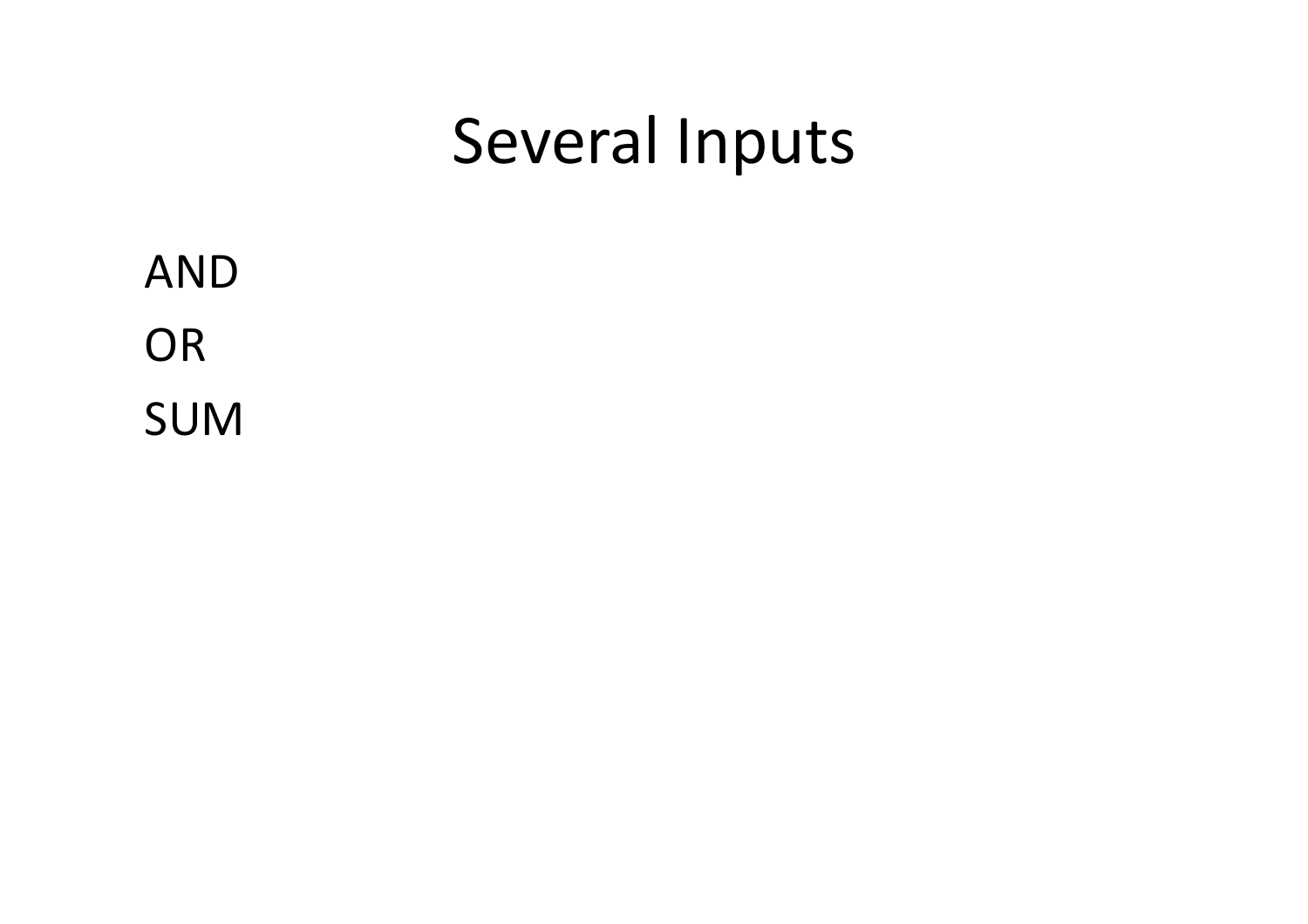# Several Inputs

AND

OR

SUM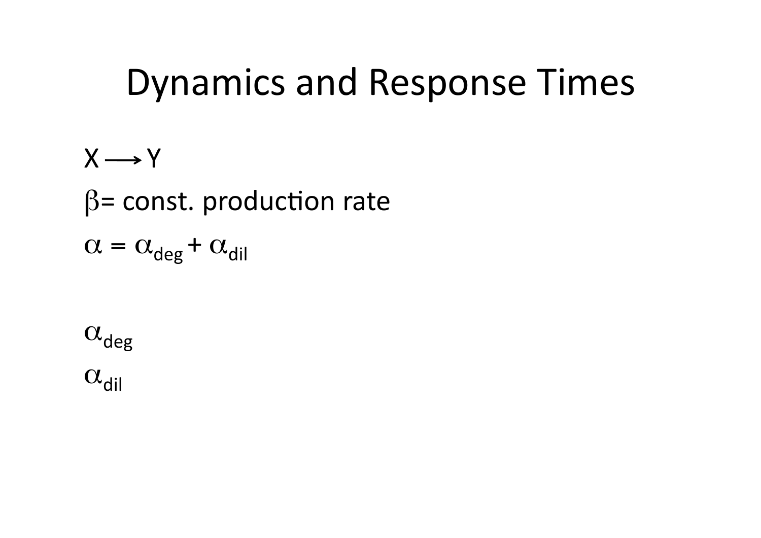# Dynamics and Response Times

$X \longrightarrow Y$

$\beta$= const. production rate

$\alpha = \alpha_{deg} + \alpha_{dil}$

$\alpha_{deg}$

$\alpha_{dil}$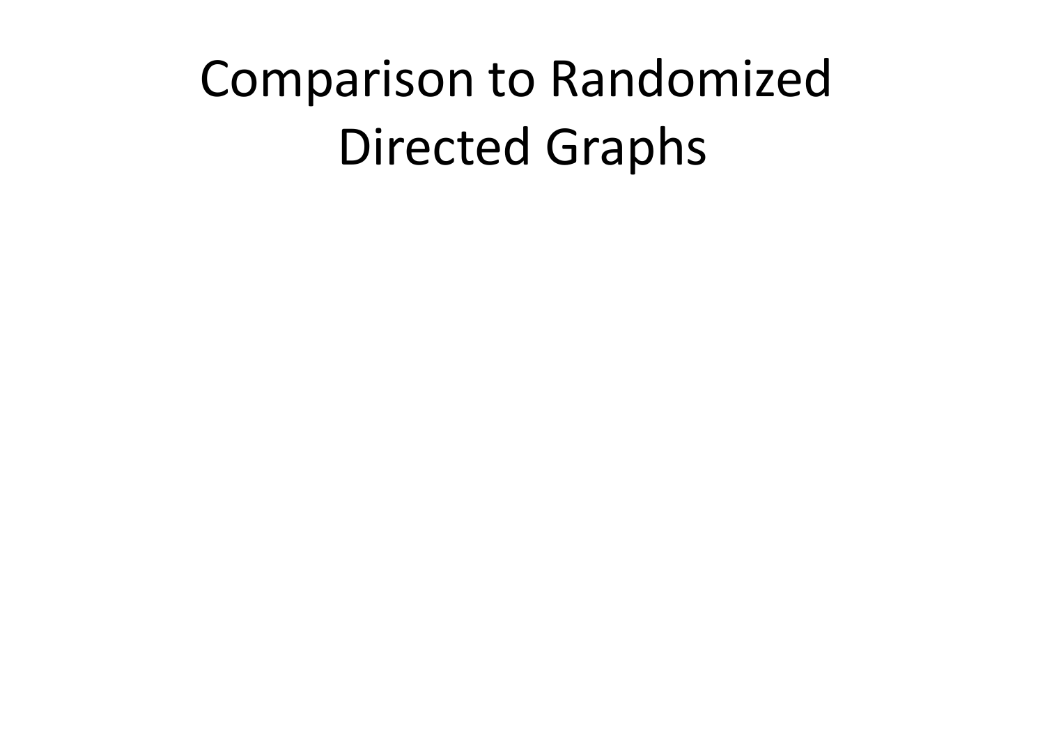# Comparison to Randomized Directed Graphs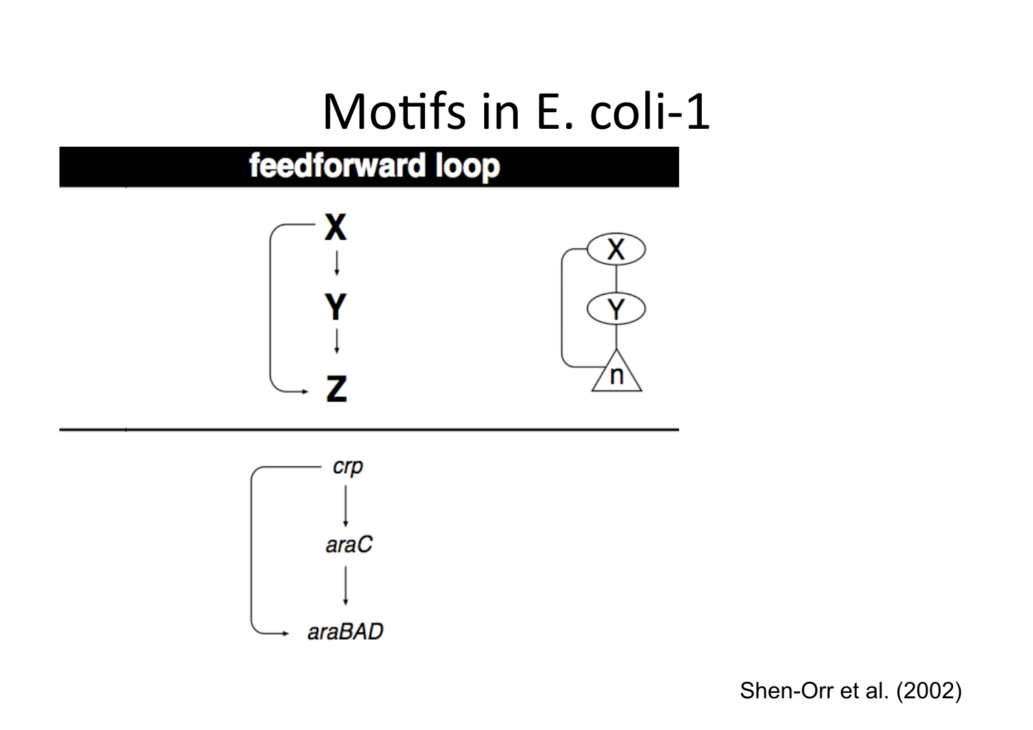# Motifs in E. coli-1

**feedforward loop**

X → Y → Z (with X → Z)

crp → araC → araBAD (with crp → araBAD)

Shen-Orr et al. (2002)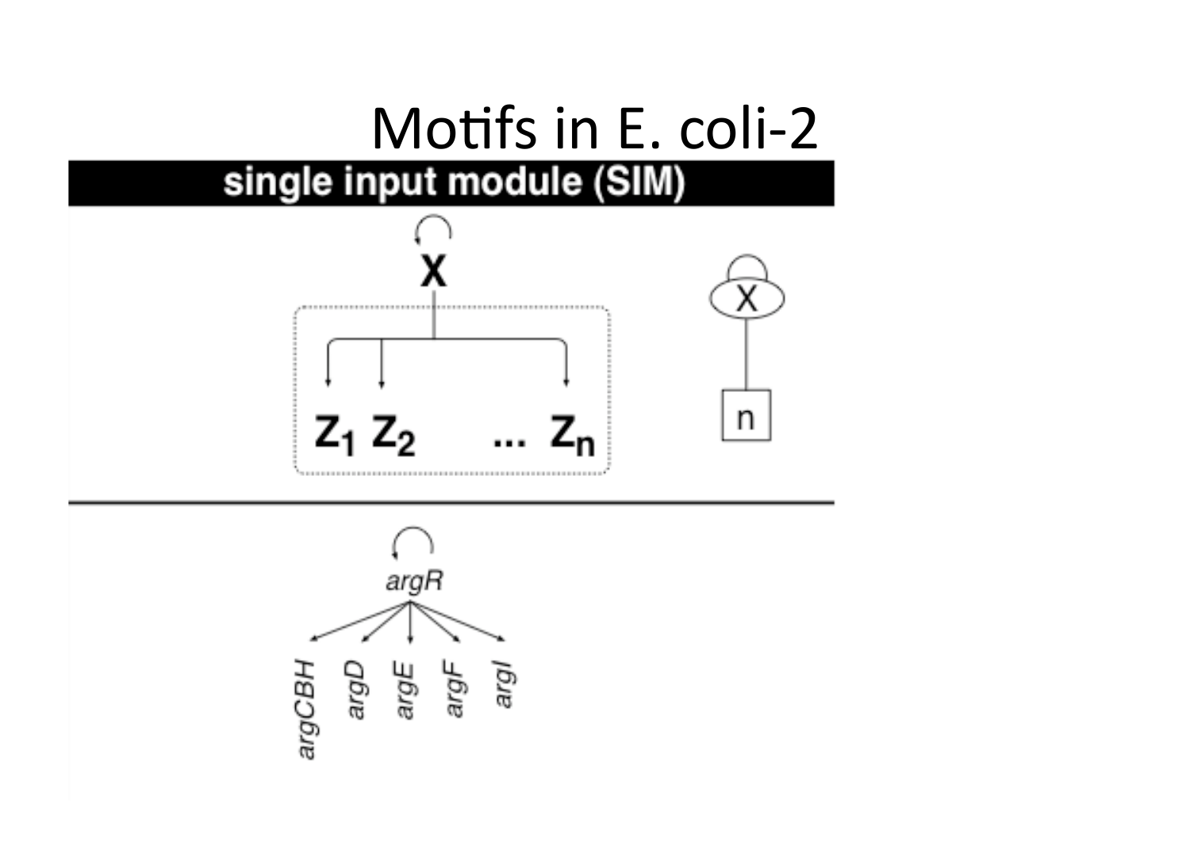# Motifs in E. coli-2

## single input module (SIM)

X

$Z_1$ $Z_2$ ... $Z_n$

X

n

*argR*

*argCBH* *argD* *argE* *argF* *argI*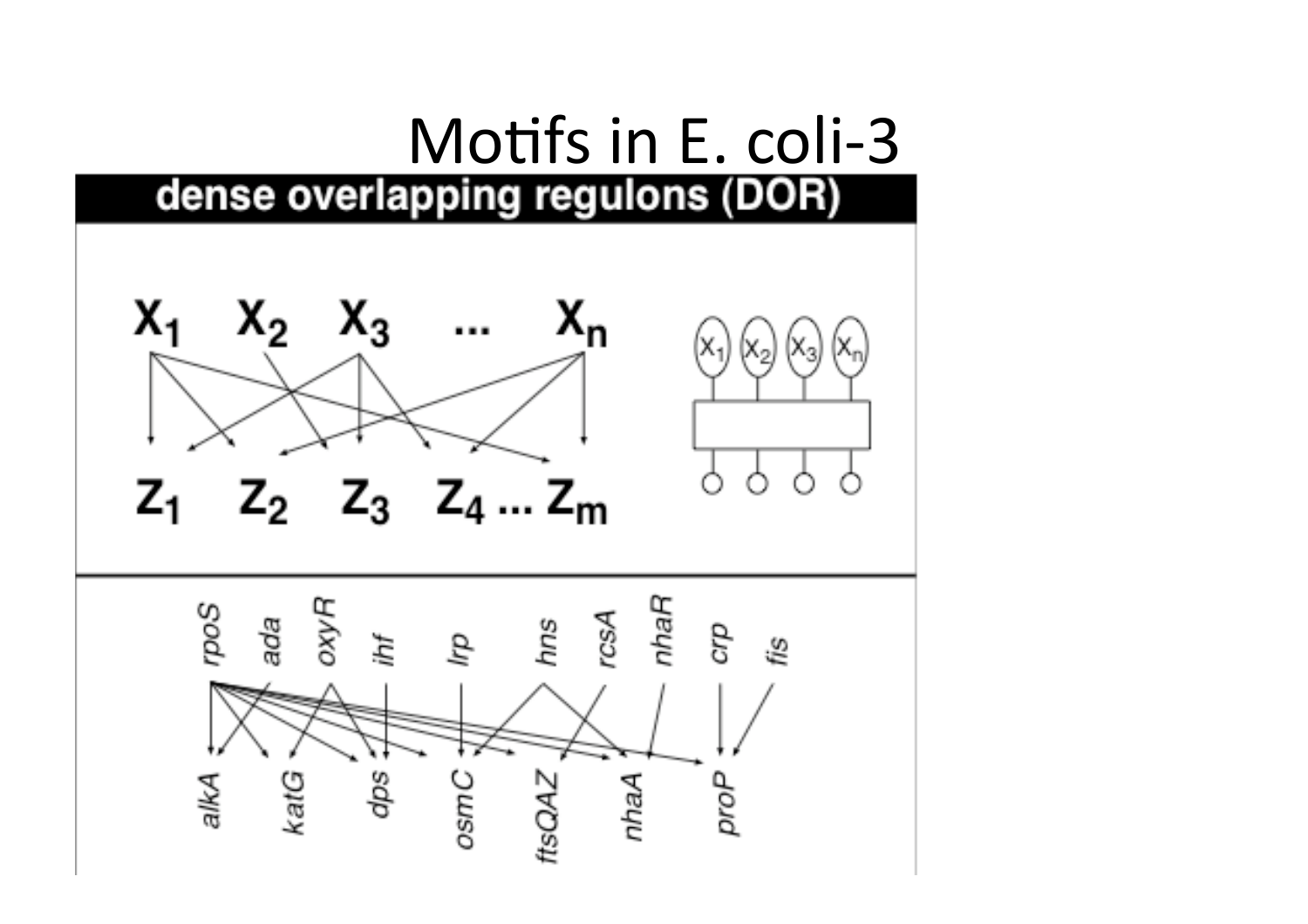# Motifs in E. coli-3

**dense overlapping regulons (DOR)**

$X_1$ $X_2$ $X_3$ ... $X_n$

$Z_1$ $Z_2$ $Z_3$ $Z_4$ ... $Z_m$

*rpoS* *ada* *oxyR* *ihf* *lrp* *hns* *rcsA* *nhaR* *crp* *fis*

*alkA* *katG* *dps* *osmC* *ftsQAZ* *nhaA* *proP*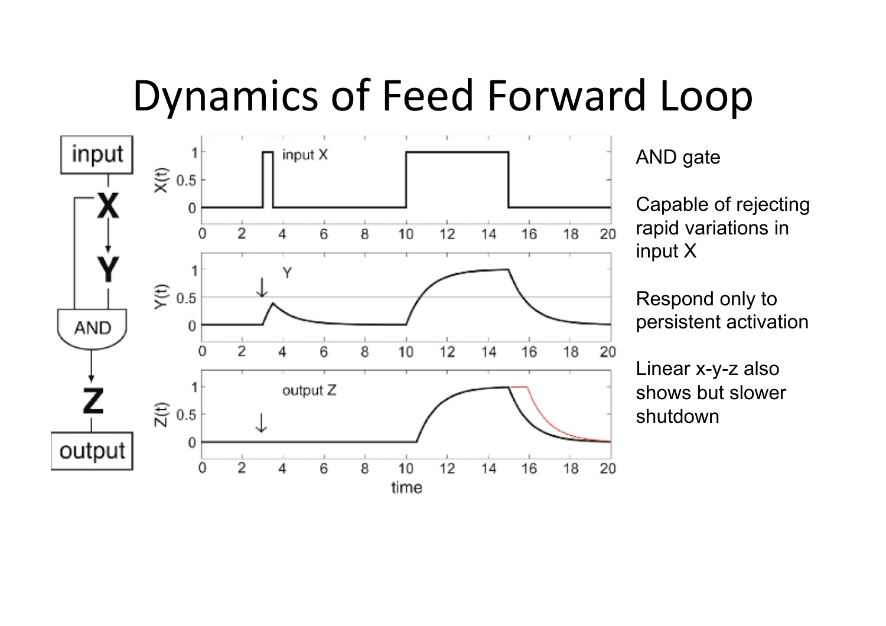# Dynamics of Feed Forward Loop

AND gate

Capable of rejecting rapid variations in input X

Respond only to persistent activation

Linear x-y-z also shows but slower shutdown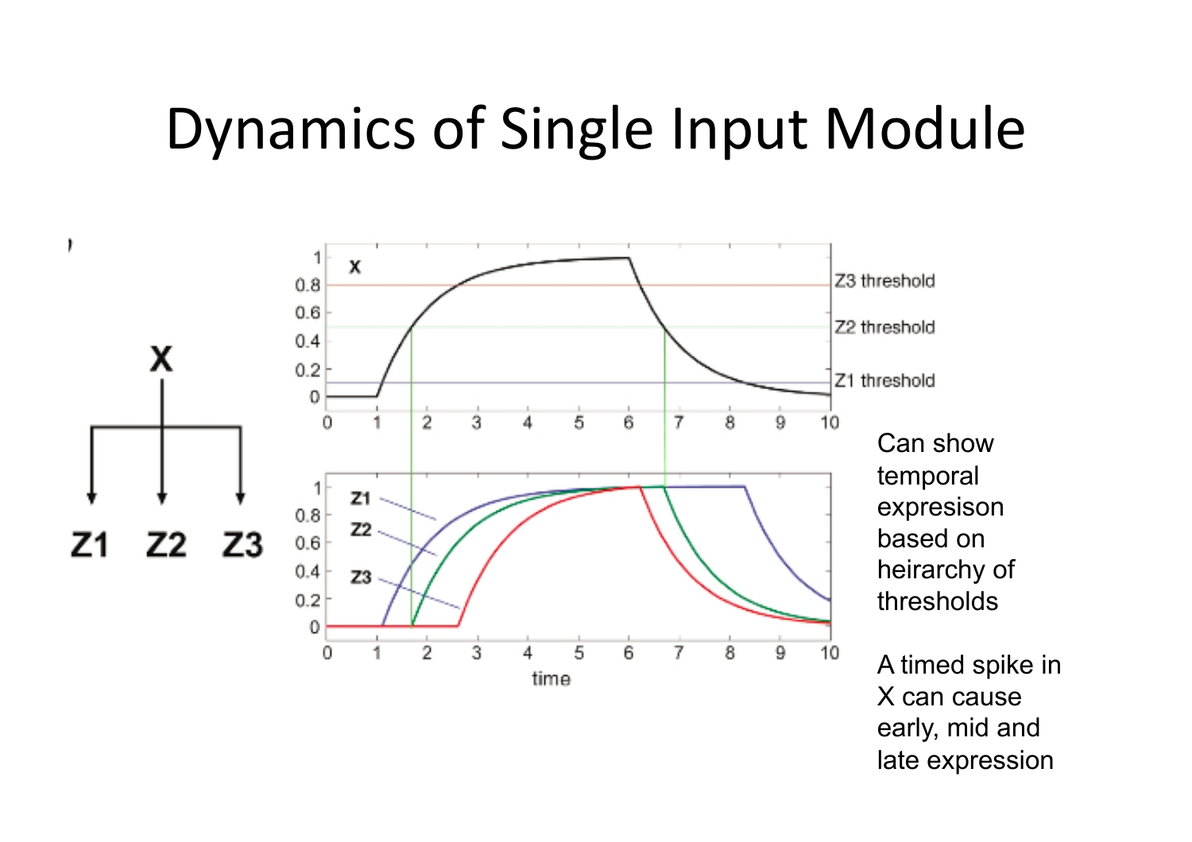# Dynamics of Single Input Module

Can show temporal expresion based on heirarchy of thresholds

A timed spike in X can cause early, mid and late expression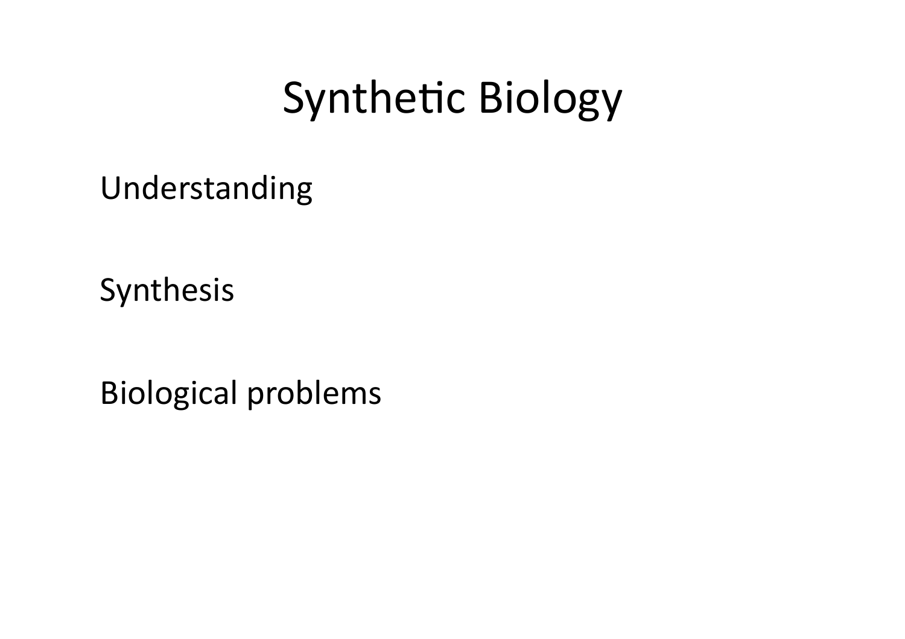# Synthetic Biology

Understanding

Synthesis

Biological problems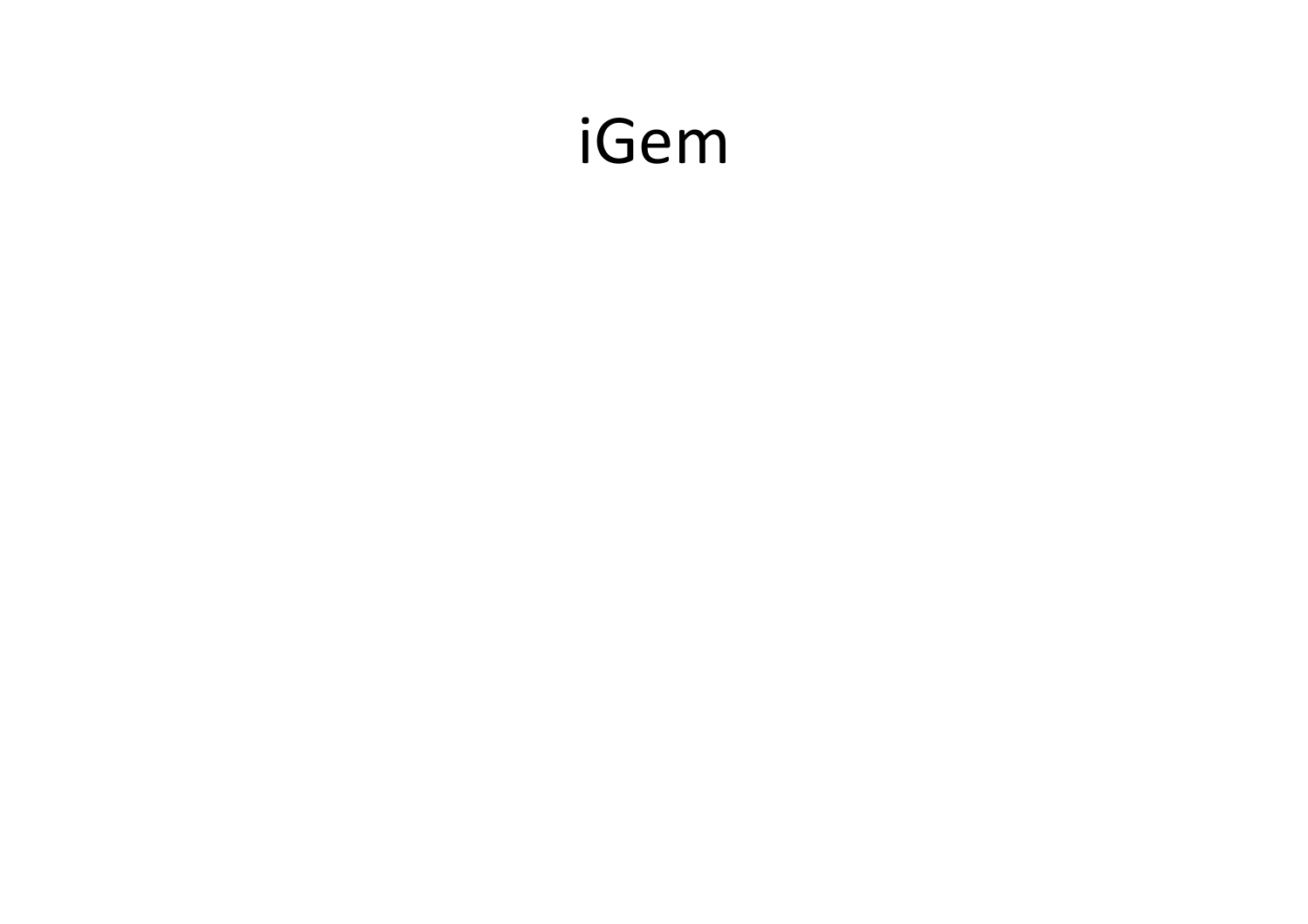# iGem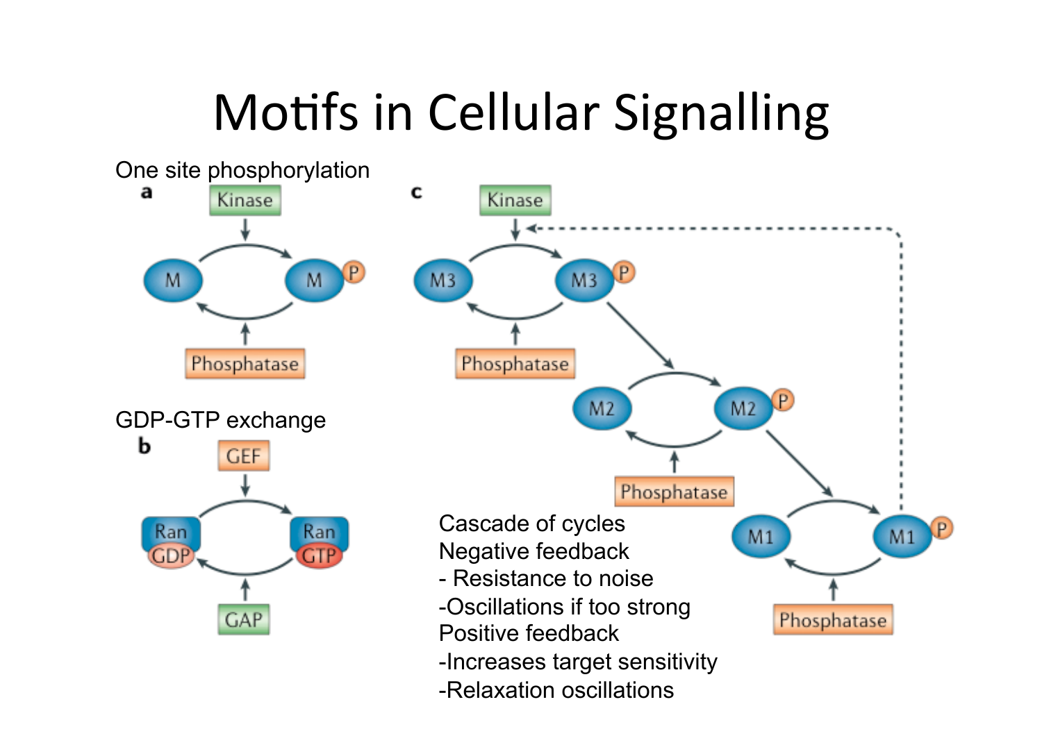# Motifs in Cellular Signalling

One site phosphorylation

**a**

Kinase

M → M P

Phosphatase

GDP-GTP exchange

**b**

GEF

Ran GDP → Ran GTP

GAP

**c**

Kinase

M3 → M3 P

Phosphatase

M2 → M2 P

Phosphatase

M1 → M1 P

Phosphatase

Cascade of cycles

Negative feedback

- Resistance to noise
- Oscillations if too strong

Positive feedback

- Increases target sensitivity
- Relaxation oscillations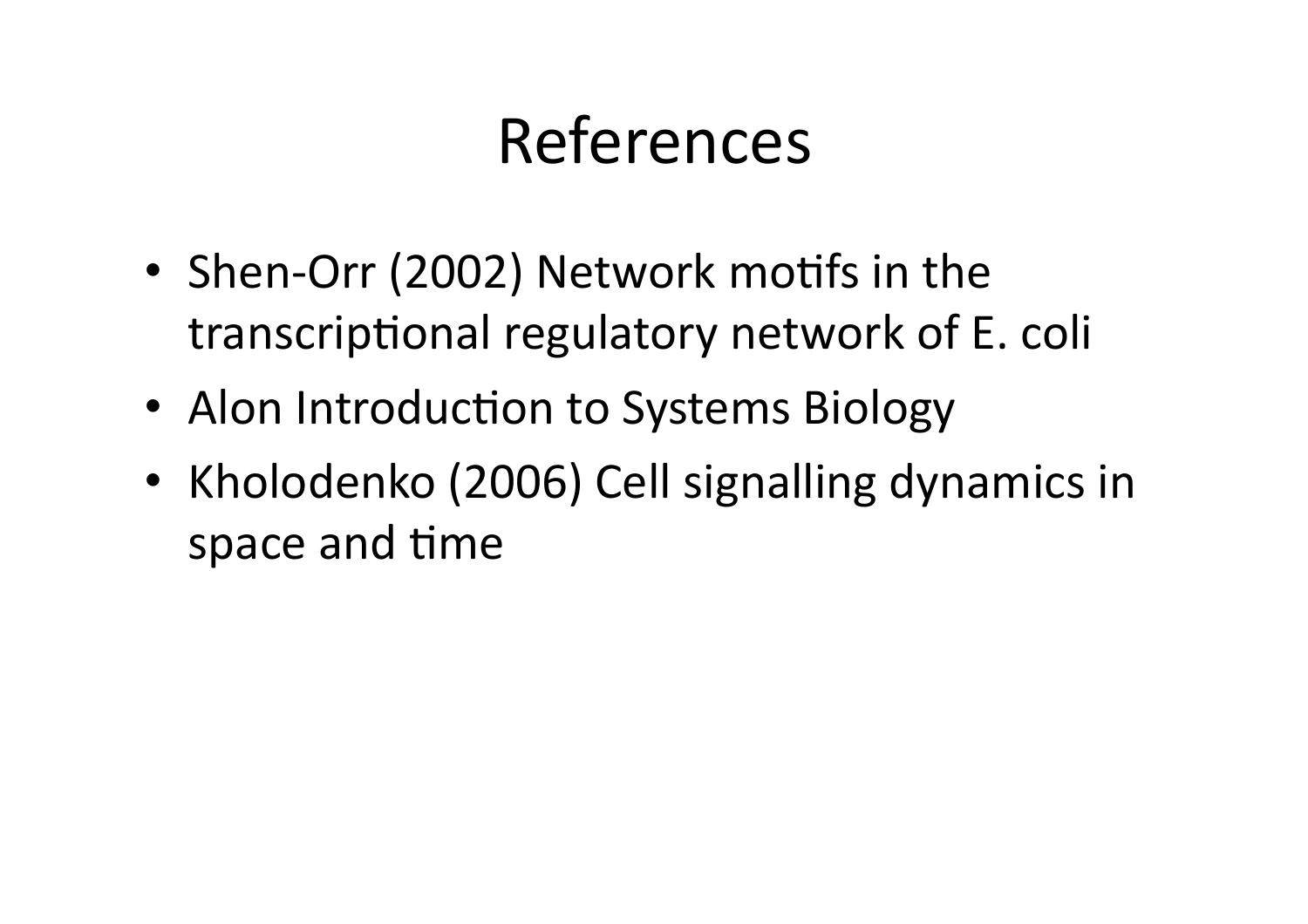# References

- Shen-Orr (2002) Network motifs in the transcriptional regulatory network of E. coli
- Alon Introduction to Systems Biology
- Kholodenko (2006) Cell signalling dynamics in space and time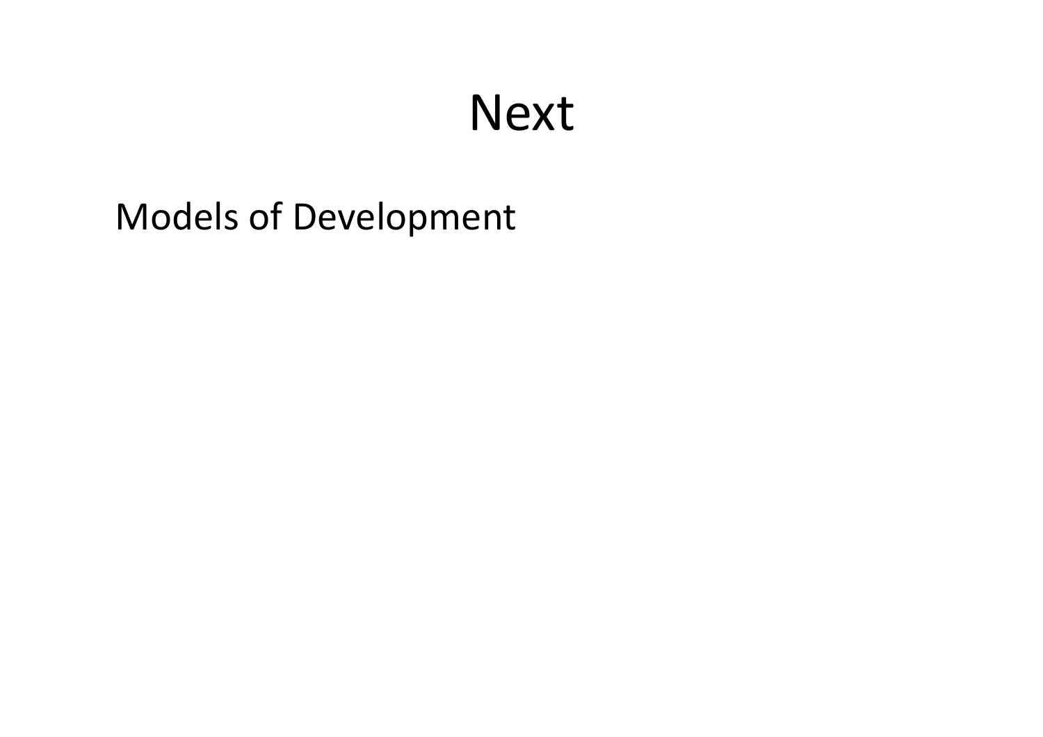# Next

Models of Development